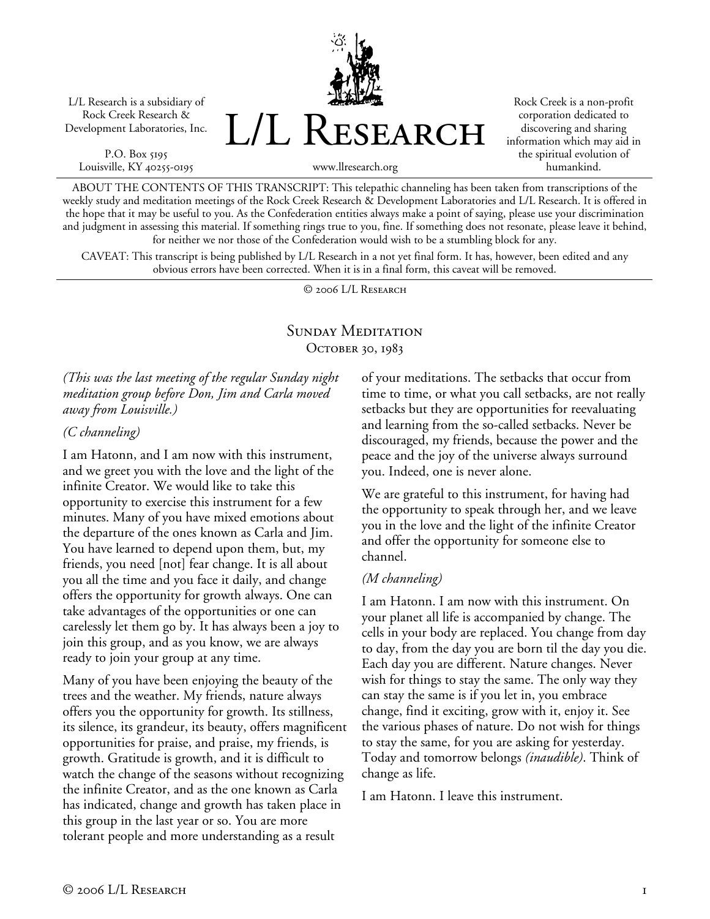L/L Research is a subsidiary of Rock Creek Research & Development Laboratories, Inc.

P.O. Box 5195
Louisville, KY 40255-0195

# L/L Research

www.llresearch.org

Rock Creek is a non-profit corporation dedicated to discovering and sharing information which may aid in the spiritual evolution of humankind.

ABOUT THE CONTENTS OF THIS TRANSCRIPT: This telepathic channeling has been taken from transcriptions of the weekly study and meditation meetings of the Rock Creek Research & Development Laboratories and L/L Research. It is offered in the hope that it may be useful to you. As the Confederation entities always make a point of saying, please use your discrimination and judgment in assessing this material. If something rings true to you, fine. If something does not resonate, please leave it behind, for neither we nor those of the Confederation would wish to be a stumbling block for any.

CAVEAT: This transcript is being published by L/L Research in a not yet final form. It has, however, been edited and any obvious errors have been corrected. When it is in a final form, this caveat will be removed.

© 2006 L/L Research

## Sunday Meditation
### October 30, 1983

*(This was the last meeting of the regular Sunday night meditation group before Don, Jim and Carla moved away from Louisville.)*

*(C channeling)*

I am Hatonn, and I am now with this instrument, and we greet you with the love and the light of the infinite Creator. We would like to take this opportunity to exercise this instrument for a few minutes. Many of you have mixed emotions about the departure of the ones known as Carla and Jim. You have learned to depend upon them, but, my friends, you need [not] fear change. It is all about you all the time and you face it daily, and change offers the opportunity for growth always. One can take advantages of the opportunities or one can carelessly let them go by. It has always been a joy to join this group, and as you know, we are always ready to join your group at any time.

Many of you have been enjoying the beauty of the trees and the weather. My friends, nature always offers you the opportunity for growth. Its stillness, its silence, its grandeur, its beauty, offers magnificent opportunities for praise, and praise, my friends, is growth. Gratitude is growth, and it is difficult to watch the change of the seasons without recognizing the infinite Creator, and as the one known as Carla has indicated, change and growth has taken place in this group in the last year or so. You are more tolerant people and more understanding as a result of your meditations. The setbacks that occur from time to time, or what you call setbacks, are not really setbacks but they are opportunities for reevaluating and learning from the so-called setbacks. Never be discouraged, my friends, because the power and the peace and the joy of the universe always surround you. Indeed, one is never alone.

We are grateful to this instrument, for having had the opportunity to speak through her, and we leave you in the love and the light of the infinite Creator and offer the opportunity for someone else to channel.

*(M channeling)*

I am Hatonn. I am now with this instrument. On your planet all life is accompanied by change. The cells in your body are replaced. You change from day to day, from the day you are born til the day you die. Each day you are different. Nature changes. Never wish for things to stay the same. The only way they can stay the same is if you let in, you embrace change, find it exciting, grow with it, enjoy it. See the various phases of nature. Do not wish for things to stay the same, for you are asking for yesterday. Today and tomorrow belongs *(inaudible)*. Think of change as life.

I am Hatonn. I leave this instrument.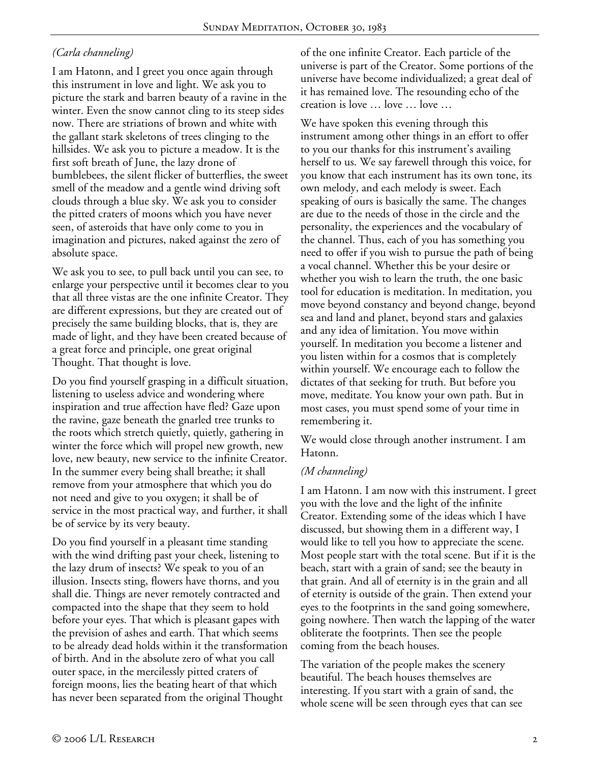*(Carla channeling)*

I am Hatonn, and I greet you once again through this instrument in love and light. We ask you to picture the stark and barren beauty of a ravine in the winter. Even the snow cannot cling to its steep sides now. There are striations of brown and white with the gallant stark skeletons of trees clinging to the hillsides. We ask you to picture a meadow. It is the first soft breath of June, the lazy drone of bumblebees, the silent flicker of butterflies, the sweet smell of the meadow and a gentle wind driving soft clouds through a blue sky. We ask you to consider the pitted craters of moons which you have never seen, of asteroids that have only come to you in imagination and pictures, naked against the zero of absolute space.

We ask you to see, to pull back until you can see, to enlarge your perspective until it becomes clear to you that all three vistas are the one infinite Creator. They are different expressions, but they are created out of precisely the same building blocks, that is, they are made of light, and they have been created because of a great force and principle, one great original Thought. That thought is love.

Do you find yourself grasping in a difficult situation, listening to useless advice and wondering where inspiration and true affection have fled? Gaze upon the ravine, gaze beneath the gnarled tree trunks to the roots which stretch quietly, quietly, gathering in winter the force which will propel new growth, new love, new beauty, new service to the infinite Creator. In the summer every being shall breathe; it shall remove from your atmosphere that which you do not need and give to you oxygen; it shall be of service in the most practical way, and further, it shall be of service by its very beauty.

Do you find yourself in a pleasant time standing with the wind drifting past your cheek, listening to the lazy drum of insects? We speak to you of an illusion. Insects sting, flowers have thorns, and you shall die. Things are never remotely contracted and compacted into the shape that they seem to hold before your eyes. That which is pleasant gapes with the prevision of ashes and earth. That which seems to be already dead holds within it the transformation of birth. And in the absolute zero of what you call outer space, in the mercilessly pitted craters of foreign moons, lies the beating heart of that which has never been separated from the original Thought of the one infinite Creator. Each particle of the universe is part of the Creator. Some portions of the universe have become individualized; a great deal of it has remained love. The resounding echo of the creation is love … love … love …

We have spoken this evening through this instrument among other things in an effort to offer to you our thanks for this instrument's availing herself to us. We say farewell through this voice, for you know that each instrument has its own tone, its own melody, and each melody is sweet. Each speaking of ours is basically the same. The changes are due to the needs of those in the circle and the personality, the experiences and the vocabulary of the channel. Thus, each of you has something you need to offer if you wish to pursue the path of being a vocal channel. Whether this be your desire or whether you wish to learn the truth, the one basic tool for education is meditation. In meditation, you move beyond constancy and beyond change, beyond sea and land and planet, beyond stars and galaxies and any idea of limitation. You move within yourself. In meditation you become a listener and you listen within for a cosmos that is completely within yourself. We encourage each to follow the dictates of that seeking for truth. But before you move, meditate. You know your own path. But in most cases, you must spend some of your time in remembering it.

We would close through another instrument. I am Hatonn.

*(M channeling)*

I am Hatonn. I am now with this instrument. I greet you with the love and the light of the infinite Creator. Extending some of the ideas which I have discussed, but showing them in a different way, I would like to tell you how to appreciate the scene. Most people start with the total scene. But if it is the beach, start with a grain of sand; see the beauty in that grain. And all of eternity is in the grain and all of eternity is outside of the grain. Then extend your eyes to the footprints in the sand going somewhere, going nowhere. Then watch the lapping of the water obliterate the footprints. Then see the people coming from the beach houses.

The variation of the people makes the scenery beautiful. The beach houses themselves are interesting. If you start with a grain of sand, the whole scene will be seen through eyes that can see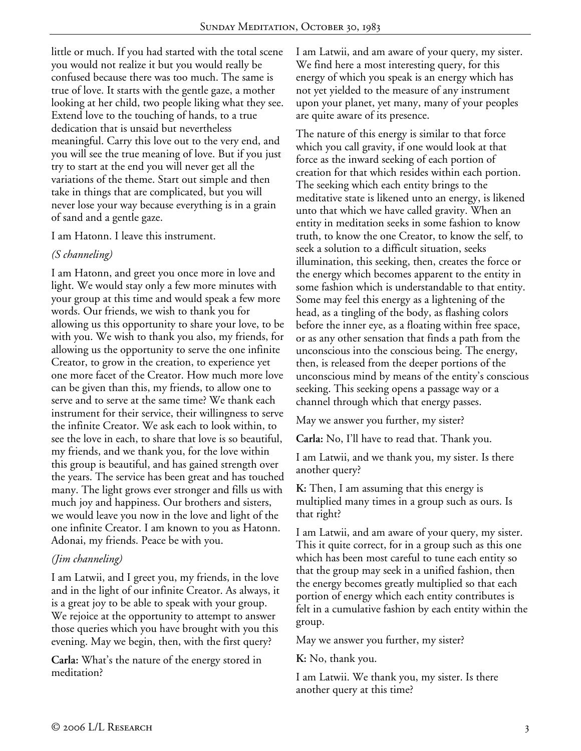little or much. If you had started with the total scene you would not realize it but you would really be confused because there was too much. The same is true of love. It starts with the gentle gaze, a mother looking at her child, two people liking what they see. Extend love to the touching of hands, to a true dedication that is unsaid but nevertheless meaningful. Carry this love out to the very end, and you will see the true meaning of love. But if you just try to start at the end you will never get all the variations of the theme. Start out simple and then take in things that are complicated, but you will never lose your way because everything is in a grain of sand and a gentle gaze.

I am Hatonn. I leave this instrument.

*(S channeling)*

I am Hatonn, and greet you once more in love and light. We would stay only a few more minutes with your group at this time and would speak a few more words. Our friends, we wish to thank you for allowing us this opportunity to share your love, to be with you. We wish to thank you also, my friends, for allowing us the opportunity to serve the one infinite Creator, to grow in the creation, to experience yet one more facet of the Creator. How much more love can be given than this, my friends, to allow one to serve and to serve at the same time? We thank each instrument for their service, their willingness to serve the infinite Creator. We ask each to look within, to see the love in each, to share that love is so beautiful, my friends, and we thank you, for the love within this group is beautiful, and has gained strength over the years. The service has been great and has touched many. The light grows ever stronger and fills us with much joy and happiness. Our brothers and sisters, we would leave you now in the love and light of the one infinite Creator. I am known to you as Hatonn. Adonai, my friends. Peace be with you.

*(Jim channeling)*

I am Latwii, and I greet you, my friends, in the love and in the light of our infinite Creator. As always, it is a great joy to be able to speak with your group. We rejoice at the opportunity to attempt to answer those queries which you have brought with you this evening. May we begin, then, with the first query?

**Carla:** What's the nature of the energy stored in meditation?

I am Latwii, and am aware of your query, my sister. We find here a most interesting query, for this energy of which you speak is an energy which has not yet yielded to the measure of any instrument upon your planet, yet many, many of your peoples are quite aware of its presence.

The nature of this energy is similar to that force which you call gravity, if one would look at that force as the inward seeking of each portion of creation for that which resides within each portion. The seeking which each entity brings to the meditative state is likened unto an energy, is likened unto that which we have called gravity. When an entity in meditation seeks in some fashion to know truth, to know the one Creator, to know the self, to seek a solution to a difficult situation, seeks illumination, this seeking, then, creates the force or the energy which becomes apparent to the entity in some fashion which is understandable to that entity. Some may feel this energy as a lightening of the head, as a tingling of the body, as flashing colors before the inner eye, as a floating within free space, or as any other sensation that finds a path from the unconscious into the conscious being. The energy, then, is released from the deeper portions of the unconscious mind by means of the entity's conscious seeking. This seeking opens a passage way or a channel through which that energy passes.

May we answer you further, my sister?

**Carla:** No, I'll have to read that. Thank you.

I am Latwii, and we thank you, my sister. Is there another query?

**K:** Then, I am assuming that this energy is multiplied many times in a group such as ours. Is that right?

I am Latwii, and am aware of your query, my sister. This it quite correct, for in a group such as this one which has been most careful to tune each entity so that the group may seek in a unified fashion, then the energy becomes greatly multiplied so that each portion of energy which each entity contributes is felt in a cumulative fashion by each entity within the group.

May we answer you further, my sister?

**K:** No, thank you.

I am Latwii. We thank you, my sister. Is there another query at this time?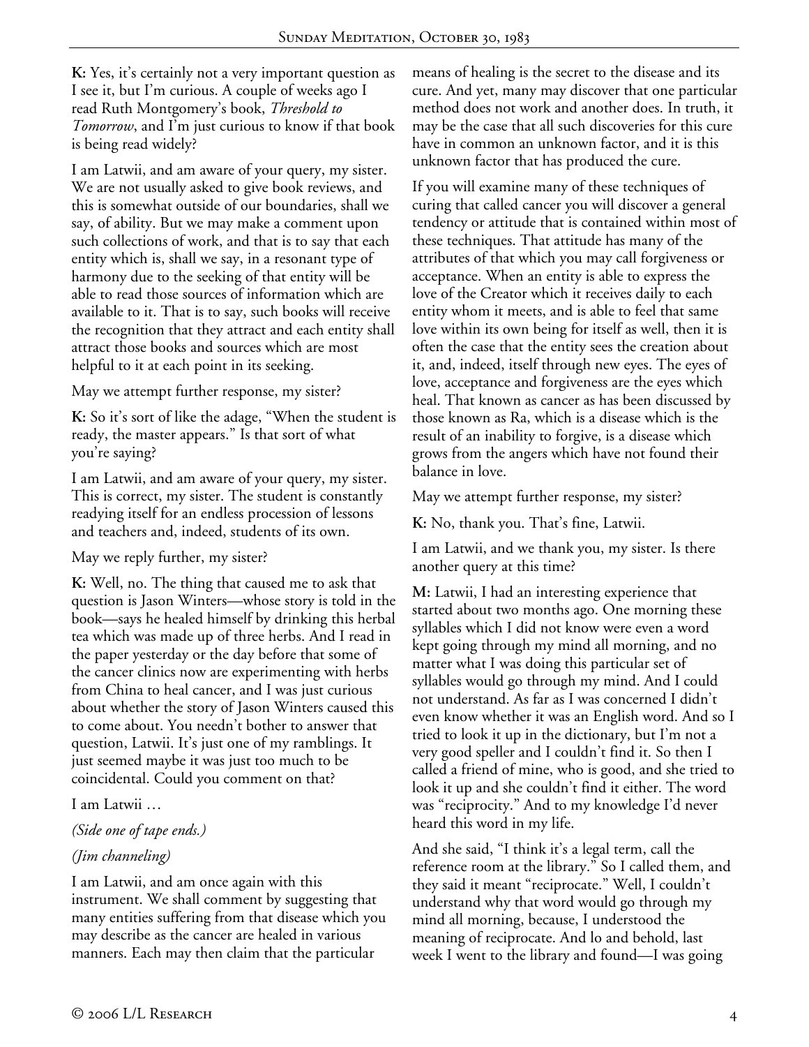**K:** Yes, it's certainly not a very important question as I see it, but I'm curious. A couple of weeks ago I read Ruth Montgomery's book, *Threshold to Tomorrow*, and I'm just curious to know if that book is being read widely?

I am Latwii, and am aware of your query, my sister. We are not usually asked to give book reviews, and this is somewhat outside of our boundaries, shall we say, of ability. But we may make a comment upon such collections of work, and that is to say that each entity which is, shall we say, in a resonant type of harmony due to the seeking of that entity will be able to read those sources of information which are available to it. That is to say, such books will receive the recognition that they attract and each entity shall attract those books and sources which are most helpful to it at each point in its seeking.

May we attempt further response, my sister?

**K:** So it's sort of like the adage, "When the student is ready, the master appears." Is that sort of what you're saying?

I am Latwii, and am aware of your query, my sister. This is correct, my sister. The student is constantly readying itself for an endless procession of lessons and teachers and, indeed, students of its own.

May we reply further, my sister?

**K:** Well, no. The thing that caused me to ask that question is Jason Winters—whose story is told in the book—says he healed himself by drinking this herbal tea which was made up of three herbs. And I read in the paper yesterday or the day before that some of the cancer clinics now are experimenting with herbs from China to heal cancer, and I was just curious about whether the story of Jason Winters caused this to come about. You needn't bother to answer that question, Latwii. It's just one of my ramblings. It just seemed maybe it was just too much to be coincidental. Could you comment on that?

I am Latwii …

*(Side one of tape ends.)*

*(Jim channeling)*

I am Latwii, and am once again with this instrument. We shall comment by suggesting that many entities suffering from that disease which you may describe as the cancer are healed in various manners. Each may then claim that the particular means of healing is the secret to the disease and its cure. And yet, many may discover that one particular method does not work and another does. In truth, it may be the case that all such discoveries for this cure have in common an unknown factor, and it is this unknown factor that has produced the cure.

If you will examine many of these techniques of curing that called cancer you will discover a general tendency or attitude that is contained within most of these techniques. That attitude has many of the attributes of that which you may call forgiveness or acceptance. When an entity is able to express the love of the Creator which it receives daily to each entity whom it meets, and is able to feel that same love within its own being for itself as well, then it is often the case that the entity sees the creation about it, and, indeed, itself through new eyes. The eyes of love, acceptance and forgiveness are the eyes which heal. That known as cancer as has been discussed by those known as Ra, which is a disease which is the result of an inability to forgive, is a disease which grows from the angers which have not found their balance in love.

May we attempt further response, my sister?

**K:** No, thank you. That's fine, Latwii.

I am Latwii, and we thank you, my sister. Is there another query at this time?

**M:** Latwii, I had an interesting experience that started about two months ago. One morning these syllables which I did not know were even a word kept going through my mind all morning, and no matter what I was doing this particular set of syllables would go through my mind. And I could not understand. As far as I was concerned I didn't even know whether it was an English word. And so I tried to look it up in the dictionary, but I'm not a very good speller and I couldn't find it. So then I called a friend of mine, who is good, and she tried to look it up and she couldn't find it either. The word was "reciprocity." And to my knowledge I'd never heard this word in my life.

And she said, "I think it's a legal term, call the reference room at the library." So I called them, and they said it meant "reciprocate." Well, I couldn't understand why that word would go through my mind all morning, because, I understood the meaning of reciprocate. And lo and behold, last week I went to the library and found—I was going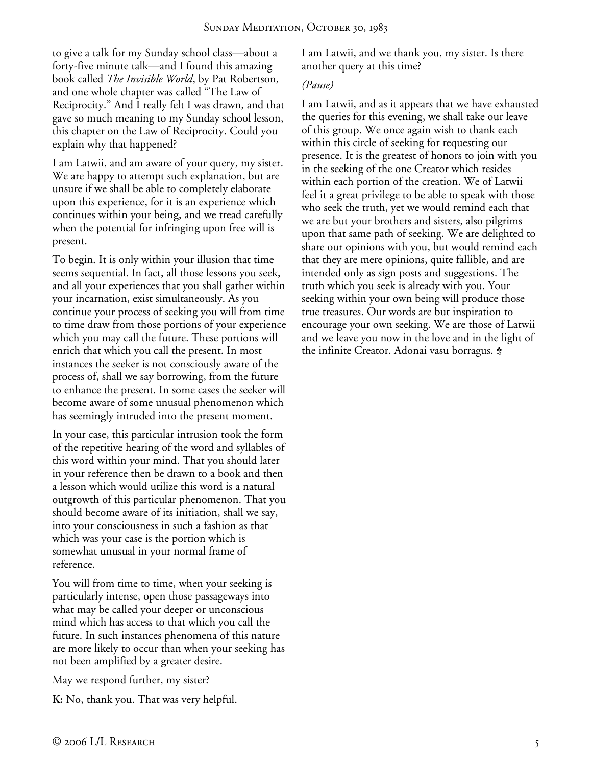to give a talk for my Sunday school class—about a forty-five minute talk—and I found this amazing book called *The Invisible World*, by Pat Robertson, and one whole chapter was called "The Law of Reciprocity." And I really felt I was drawn, and that gave so much meaning to my Sunday school lesson, this chapter on the Law of Reciprocity. Could you explain why that happened?

I am Latwii, and am aware of your query, my sister. We are happy to attempt such explanation, but are unsure if we shall be able to completely elaborate upon this experience, for it is an experience which continues within your being, and we tread carefully when the potential for infringing upon free will is present.

To begin. It is only within your illusion that time seems sequential. In fact, all those lessons you seek, and all your experiences that you shall gather within your incarnation, exist simultaneously. As you continue your process of seeking you will from time to time draw from those portions of your experience which you may call the future. These portions will enrich that which you call the present. In most instances the seeker is not consciously aware of the process of, shall we say borrowing, from the future to enhance the present. In some cases the seeker will become aware of some unusual phenomenon which has seemingly intruded into the present moment.

In your case, this particular intrusion took the form of the repetitive hearing of the word and syllables of this word within your mind. That you should later in your reference then be drawn to a book and then a lesson which would utilize this word is a natural outgrowth of this particular phenomenon. That you should become aware of its initiation, shall we say, into your consciousness in such a fashion as that which was your case is the portion which is somewhat unusual in your normal frame of reference.

You will from time to time, when your seeking is particularly intense, open those passageways into what may be called your deeper or unconscious mind which has access to that which you call the future. In such instances phenomena of this nature are more likely to occur than when your seeking has not been amplified by a greater desire.

May we respond further, my sister?

**K:** No, thank you. That was very helpful.

I am Latwii, and we thank you, my sister. Is there another query at this time?

*(Pause)*

I am Latwii, and as it appears that we have exhausted the queries for this evening, we shall take our leave of this group. We once again wish to thank each within this circle of seeking for requesting our presence. It is the greatest of honors to join with you in the seeking of the one Creator which resides within each portion of the creation. We of Latwii feel it a great privilege to be able to speak with those who seek the truth, yet we would remind each that we are but your brothers and sisters, also pilgrims upon that same path of seeking. We are delighted to share our opinions with you, but would remind each that they are mere opinions, quite fallible, and are intended only as sign posts and suggestions. The truth which you seek is already with you. Your seeking within your own being will produce those true treasures. Our words are but inspiration to encourage your own seeking. We are those of Latwii and we leave you now in the love and in the light of the infinite Creator. Adonai vasu borragus. ♆